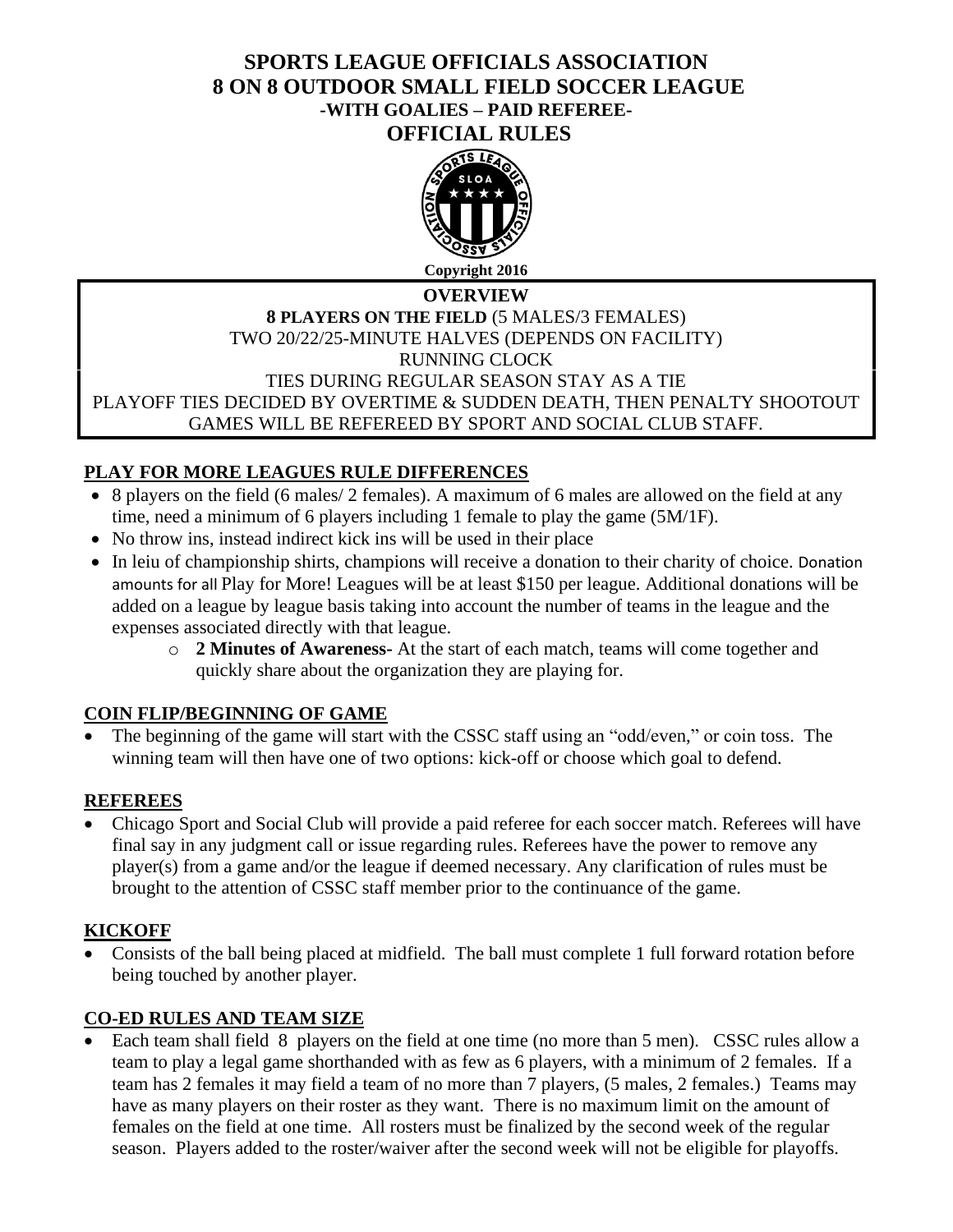# SPORTS LEAGUE OFFICIALS ASSOCIATION
# 8 ON 8 OUTDOOR SMALL FIELD SOCCER LEAGUE
### -WITH GOALIES – PAID REFEREE-
## OFFICIAL RULES

Copyright 2016

**OVERVIEW**

**8 PLAYERS ON THE FIELD** (5 MALES/3 FEMALES)
TWO 20/22/25-MINUTE HALVES (DEPENDS ON FACILITY)
RUNNING CLOCK
TIES DURING REGULAR SEASON STAY AS A TIE
PLAYOFF TIES DECIDED BY OVERTIME & SUDDEN DEATH, THEN PENALTY SHOOTOUT
GAMES WILL BE REFEREED BY SPORT AND SOCIAL CLUB STAFF.

## PLAY FOR MORE LEAGUES RULE DIFFERENCES

- 8 players on the field (6 males/ 2 females). A maximum of 6 males are allowed on the field at any time, need a minimum of 6 players including 1 female to play the game (5M/1F).
- No throw ins, instead indirect kick ins will be used in their place
- In leiu of championship shirts, champions will receive a donation to their charity of choice. Donation amounts for all Play for More! Leagues will be at least $150 per league. Additional donations will be added on a league by league basis taking into account the number of teams in the league and the expenses associated directly with that league.
  - **2 Minutes of Awareness-** At the start of each match, teams will come together and quickly share about the organization they are playing for.

## COIN FLIP/BEGINNING OF GAME

- The beginning of the game will start with the CSSC staff using an "odd/even," or coin toss. The winning team will then have one of two options: kick-off or choose which goal to defend.

## REFEREES

- Chicago Sport and Social Club will provide a paid referee for each soccer match. Referees will have final say in any judgment call or issue regarding rules. Referees have the power to remove any player(s) from a game and/or the league if deemed necessary. Any clarification of rules must be brought to the attention of CSSC staff member prior to the continuance of the game.

## KICKOFF

- Consists of the ball being placed at midfield. The ball must complete 1 full forward rotation before being touched by another player.

## CO-ED RULES AND TEAM SIZE

- Each team shall field 8 players on the field at one time (no more than 5 men). CSSC rules allow a team to play a legal game shorthanded with as few as 6 players, with a minimum of 2 females. If a team has 2 females it may field a team of no more than 7 players, (5 males, 2 females.) Teams may have as many players on their roster as they want. There is no maximum limit on the amount of females on the field at one time. All rosters must be finalized by the second week of the regular season. Players added to the roster/waiver after the second week will not be eligible for playoffs.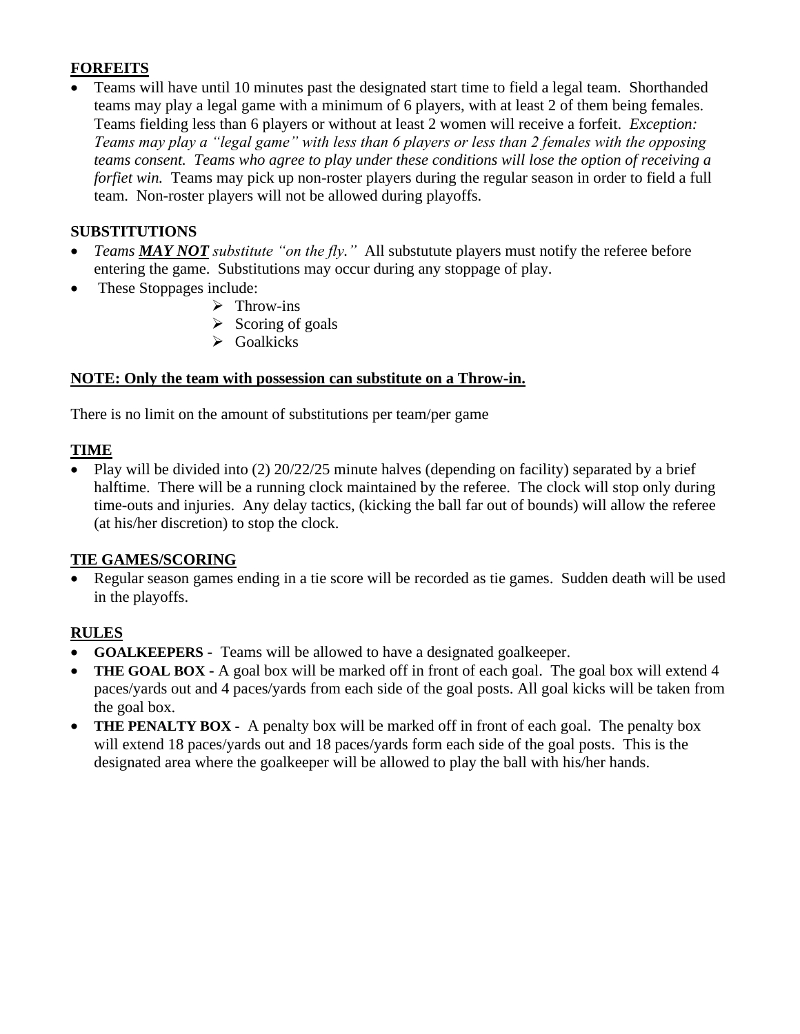## FORFEITS

- Teams will have until 10 minutes past the designated start time to field a legal team. Shorthanded teams may play a legal game with a minimum of 6 players, with at least 2 of them being females. Teams fielding less than 6 players or without at least 2 women will receive a forfeit. *Exception: Teams may play a "legal game" with less than 6 players or less than 2 females with the opposing teams consent. Teams who agree to play under these conditions will lose the option of receiving a forfiet win.* Teams may pick up non-roster players during the regular season in order to field a full team. Non-roster players will not be allowed during playoffs.

## SUBSTITUTIONS

- *Teams **MAY NOT** substitute "on the fly."* All substutute players must notify the referee before entering the game. Substitutions may occur during any stoppage of play.
- These Stoppages include:
  - Throw-ins
  - Scoring of goals
  - Goalkicks

**NOTE: Only the team with possession can substitute on a Throw-in.**

There is no limit on the amount of substitutions per team/per game

## TIME

- Play will be divided into (2) 20/22/25 minute halves (depending on facility) separated by a brief halftime. There will be a running clock maintained by the referee. The clock will stop only during time-outs and injuries. Any delay tactics, (kicking the ball far out of bounds) will allow the referee (at his/her discretion) to stop the clock.

## TIE GAMES/SCORING

- Regular season games ending in a tie score will be recorded as tie games. Sudden death will be used in the playoffs.

## RULES

- **GOALKEEPERS -** Teams will be allowed to have a designated goalkeeper.
- **THE GOAL BOX -** A goal box will be marked off in front of each goal. The goal box will extend 4 paces/yards out and 4 paces/yards from each side of the goal posts. All goal kicks will be taken from the goal box.
- **THE PENALTY BOX -** A penalty box will be marked off in front of each goal. The penalty box will extend 18 paces/yards out and 18 paces/yards form each side of the goal posts. This is the designated area where the goalkeeper will be allowed to play the ball with his/her hands.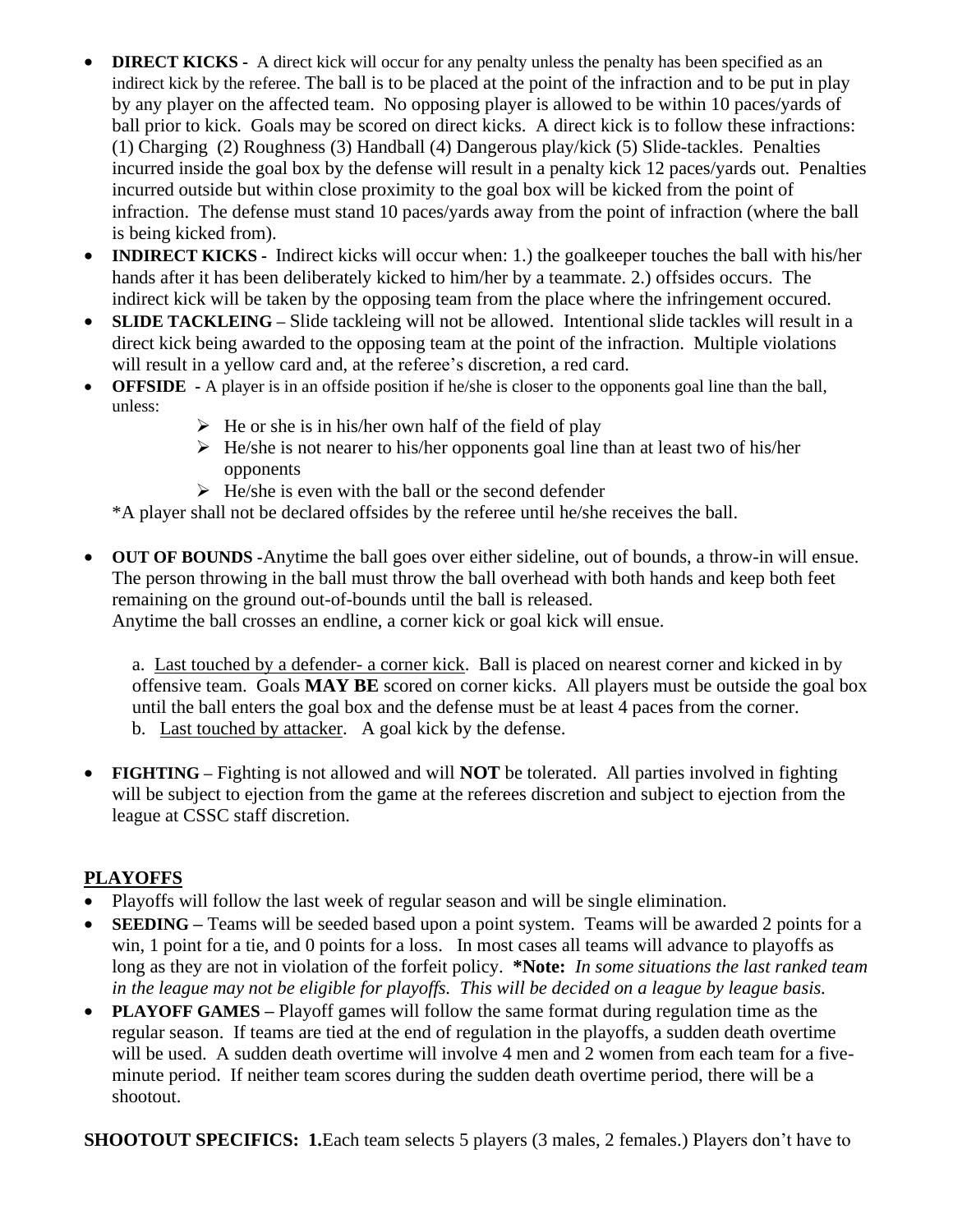- **DIRECT KICKS -** A direct kick will occur for any penalty unless the penalty has been specified as an indirect kick by the referee. The ball is to be placed at the point of the infraction and to be put in play by any player on the affected team. No opposing player is allowed to be within 10 paces/yards of ball prior to kick. Goals may be scored on direct kicks. A direct kick is to follow these infractions: (1) Charging (2) Roughness (3) Handball (4) Dangerous play/kick (5) Slide-tackles. Penalties incurred inside the goal box by the defense will result in a penalty kick 12 paces/yards out. Penalties incurred outside but within close proximity to the goal box will be kicked from the point of infraction. The defense must stand 10 paces/yards away from the point of infraction (where the ball is being kicked from).
- **INDIRECT KICKS -** Indirect kicks will occur when: 1.) the goalkeeper touches the ball with his/her hands after it has been deliberately kicked to him/her by a teammate. 2.) offsides occurs. The indirect kick will be taken by the opposing team from the place where the infringement occured.
- **SLIDE TACKLEING –** Slide tackleing will not be allowed. Intentional slide tackles will result in a direct kick being awarded to the opposing team at the point of the infraction. Multiple violations will result in a yellow card and, at the referee's discretion, a red card.
- **OFFSIDE -** A player is in an offside position if he/she is closer to the opponents goal line than the ball, unless:
  - He or she is in his/her own half of the field of play
  - He/she is not nearer to his/her opponents goal line than at least two of his/her opponents
  - He/she is even with the ball or the second defender

  *A player shall not be declared offsides by the referee until he/she receives the ball.

- **OUT OF BOUNDS** -Anytime the ball goes over either sideline, out of bounds, a throw-in will ensue. The person throwing in the ball must throw the ball overhead with both hands and keep both feet remaining on the ground out-of-bounds until the ball is released.
  Anytime the ball crosses an endline, a corner kick or goal kick will ensue.

  a. <u>Last touched by a defender- a corner kick</u>. Ball is placed on nearest corner and kicked in by offensive team. Goals **MAY BE** scored on corner kicks. All players must be outside the goal box until the ball enters the goal box and the defense must be at least 4 paces from the corner.
  b. <u>Last touched by attacker</u>. A goal kick by the defense.

- **FIGHTING –** Fighting is not allowed and will **NOT** be tolerated. All parties involved in fighting will be subject to ejection from the game at the referees discretion and subject to ejection from the league at CSSC staff discretion.

## <u>PLAYOFFS</u>

- Playoffs will follow the last week of regular season and will be single elimination.
- **SEEDING –** Teams will be seeded based upon a point system. Teams will be awarded 2 points for a win, 1 point for a tie, and 0 points for a loss. In most cases all teams will advance to playoffs as long as they are not in violation of the forfeit policy. ***Note:** *In some situations the last ranked team in the league may not be eligible for playoffs. This will be decided on a league by league basis.*
- **PLAYOFF GAMES –** Playoff games will follow the same format during regulation time as the regular season. If teams are tied at the end of regulation in the playoffs, a sudden death overtime will be used. A sudden death overtime will involve 4 men and 2 women from each team for a five-minute period. If neither team scores during the sudden death overtime period, there will be a shootout.

**SHOOTOUT SPECIFICS: 1.**Each team selects 5 players (3 males, 2 females.) Players don't have to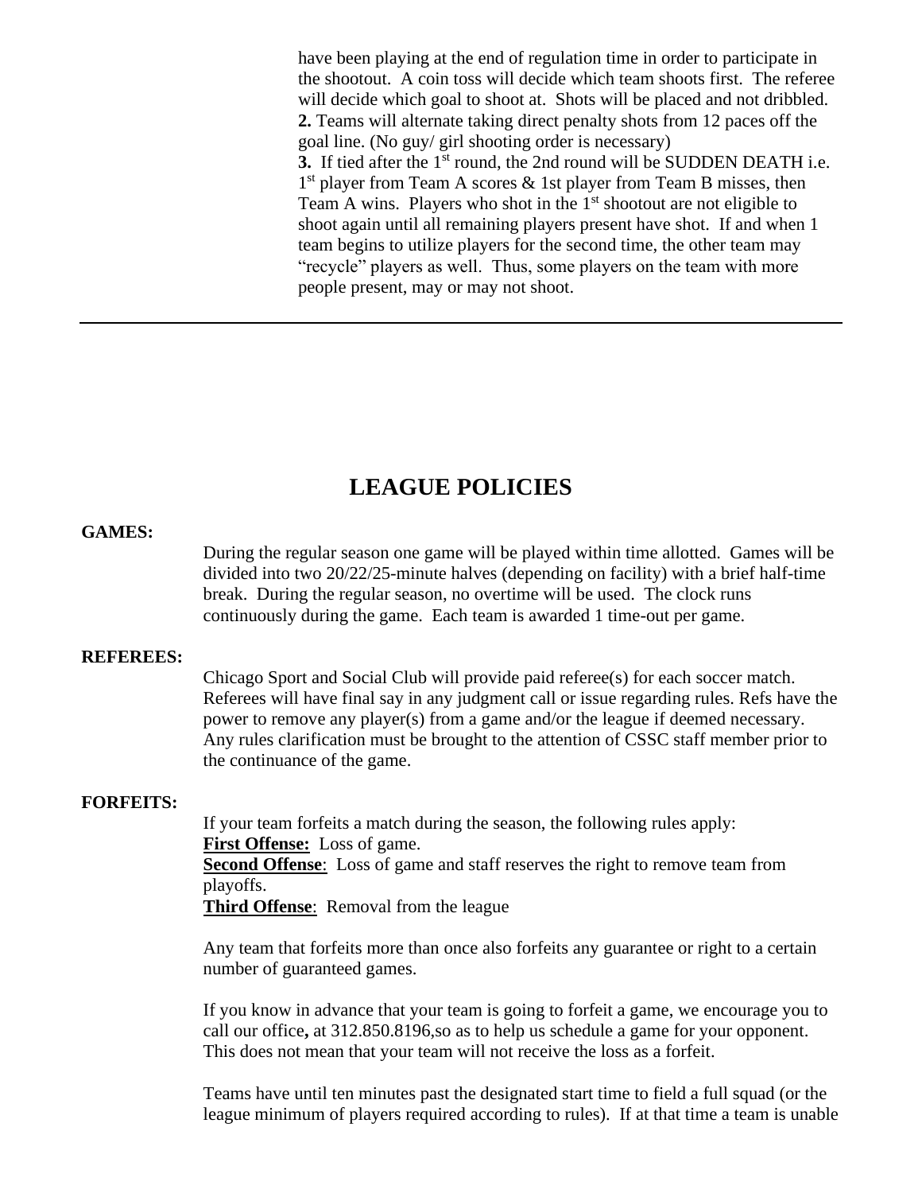have been playing at the end of regulation time in order to participate in the shootout. A coin toss will decide which team shoots first. The referee will decide which goal to shoot at. Shots will be placed and not dribbled.
**2.** Teams will alternate taking direct penalty shots from 12 paces off the goal line. (No guy/ girl shooting order is necessary)
**3.** If tied after the 1st round, the 2nd round will be SUDDEN DEATH i.e. 1st player from Team A scores & 1st player from Team B misses, then Team A wins. Players who shot in the 1st shootout are not eligible to shoot again until all remaining players present have shot. If and when 1 team begins to utilize players for the second time, the other team may "recycle" players as well. Thus, some players on the team with more people present, may or may not shoot.

---

# LEAGUE POLICIES

**GAMES:**

During the regular season one game will be played within time allotted. Games will be divided into two 20/22/25-minute halves (depending on facility) with a brief half-time break. During the regular season, no overtime will be used. The clock runs continuously during the game. Each team is awarded 1 time-out per game.

**REFEREES:**

Chicago Sport and Social Club will provide paid referee(s) for each soccer match. Referees will have final say in any judgment call or issue regarding rules. Refs have the power to remove any player(s) from a game and/or the league if deemed necessary. Any rules clarification must be brought to the attention of CSSC staff member prior to the continuance of the game.

**FORFEITS:**

If your team forfeits a match during the season, the following rules apply:
**First Offense:** Loss of game.
**Second Offense**: Loss of game and staff reserves the right to remove team from playoffs.
**Third Offense**: Removal from the league

Any team that forfeits more than once also forfeits any guarantee or right to a certain number of guaranteed games.

If you know in advance that your team is going to forfeit a game, we encourage you to call our office**,** at 312.850.8196,so as to help us schedule a game for your opponent. This does not mean that your team will not receive the loss as a forfeit.

Teams have until ten minutes past the designated start time to field a full squad (or the league minimum of players required according to rules). If at that time a team is unable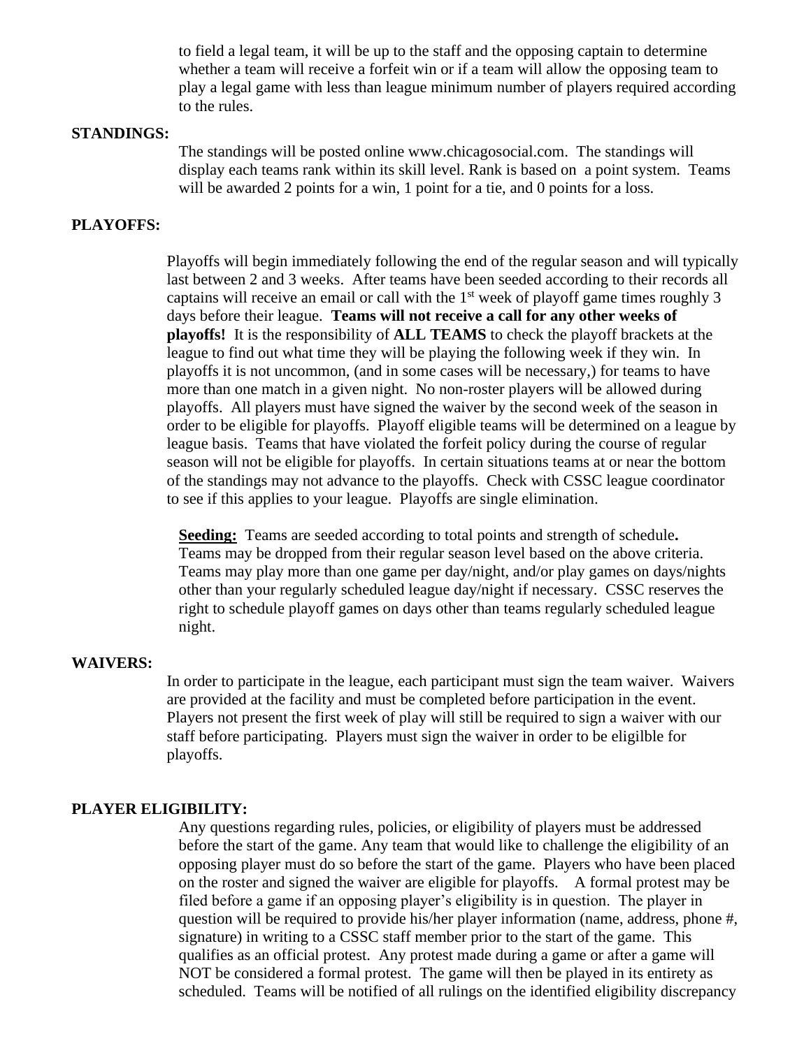to field a legal team, it will be up to the staff and the opposing captain to determine whether a team will receive a forfeit win or if a team will allow the opposing team to play a legal game with less than league minimum number of players required according to the rules.

**STANDINGS:**

The standings will be posted online www.chicagosocial.com. The standings will display each teams rank within its skill level. Rank is based on a point system. Teams will be awarded 2 points for a win, 1 point for a tie, and 0 points for a loss.

**PLAYOFFS:**

Playoffs will begin immediately following the end of the regular season and will typically last between 2 and 3 weeks. After teams have been seeded according to their records all captains will receive an email or call with the 1st week of playoff game times roughly 3 days before their league. **Teams will not receive a call for any other weeks of playoffs!** It is the responsibility of **ALL TEAMS** to check the playoff brackets at the league to find out what time they will be playing the following week if they win. In playoffs it is not uncommon, (and in some cases will be necessary,) for teams to have more than one match in a given night. No non-roster players will be allowed during playoffs. All players must have signed the waiver by the second week of the season in order to be eligible for playoffs. Playoff eligible teams will be determined on a league by league basis. Teams that have violated the forfeit policy during the course of regular season will not be eligible for playoffs. In certain situations teams at or near the bottom of the standings may not advance to the playoffs. Check with CSSC league coordinator to see if this applies to your league. Playoffs are single elimination.

**Seeding:** Teams are seeded according to total points and strength of schedule**.** Teams may be dropped from their regular season level based on the above criteria. Teams may play more than one game per day/night, and/or play games on days/nights other than your regularly scheduled league day/night if necessary. CSSC reserves the right to schedule playoff games on days other than teams regularly scheduled league night.

**WAIVERS:**

In order to participate in the league, each participant must sign the team waiver. Waivers are provided at the facility and must be completed before participation in the event. Players not present the first week of play will still be required to sign a waiver with our staff before participating. Players must sign the waiver in order to be eligilble for playoffs.

**PLAYER ELIGIBILITY:**

Any questions regarding rules, policies, or eligibility of players must be addressed before the start of the game. Any team that would like to challenge the eligibility of an opposing player must do so before the start of the game. Players who have been placed on the roster and signed the waiver are eligible for playoffs. A formal protest may be filed before a game if an opposing player's eligibility is in question. The player in question will be required to provide his/her player information (name, address, phone #, signature) in writing to a CSSC staff member prior to the start of the game. This qualifies as an official protest. Any protest made during a game or after a game will NOT be considered a formal protest. The game will then be played in its entirety as scheduled. Teams will be notified of all rulings on the identified eligibility discrepancy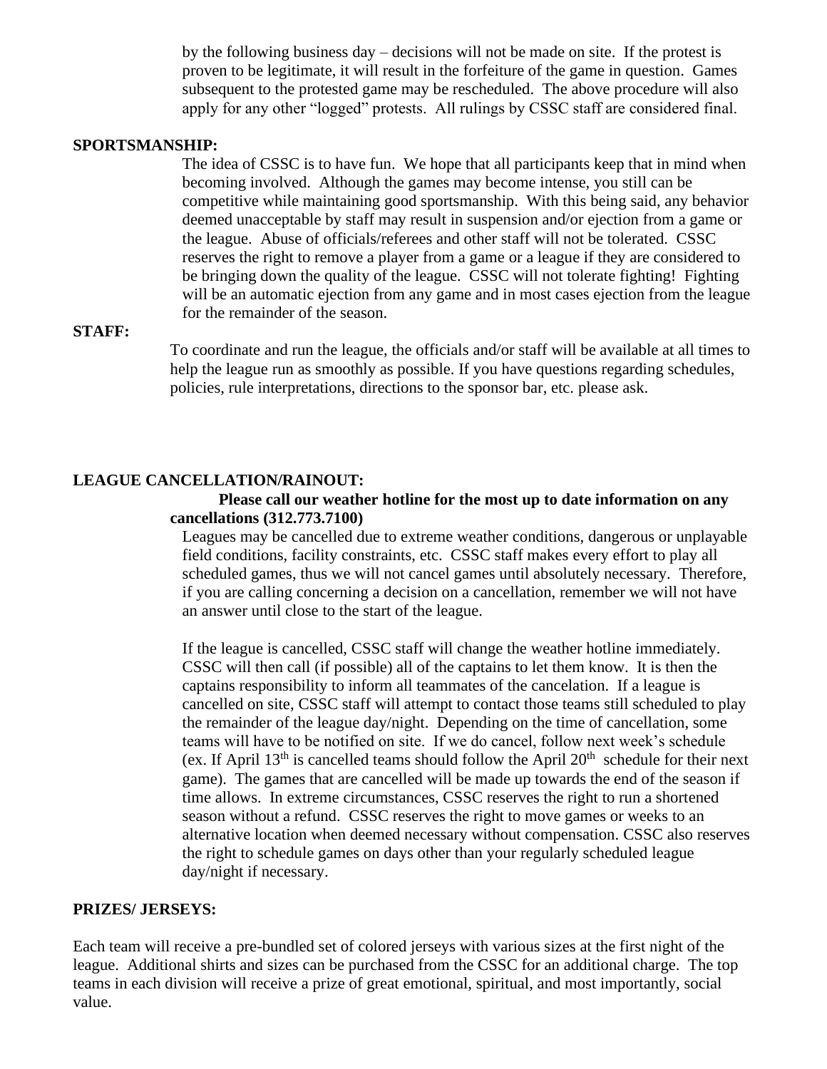by the following business day – decisions will not be made on site. If the protest is proven to be legitimate, it will result in the forfeiture of the game in question. Games subsequent to the protested game may be rescheduled. The above procedure will also apply for any other "logged" protests. All rulings by CSSC staff are considered final.

**SPORTSMANSHIP:**

The idea of CSSC is to have fun. We hope that all participants keep that in mind when becoming involved. Although the games may become intense, you still can be competitive while maintaining good sportsmanship. With this being said, any behavior deemed unacceptable by staff may result in suspension and/or ejection from a game or the league. Abuse of officials/referees and other staff will not be tolerated. CSSC reserves the right to remove a player from a game or a league if they are considered to be bringing down the quality of the league. CSSC will not tolerate fighting! Fighting will be an automatic ejection from any game and in most cases ejection from the league for the remainder of the season.

**STAFF:**

To coordinate and run the league, the officials and/or staff will be available at all times to help the league run as smoothly as possible. If you have questions regarding schedules, policies, rule interpretations, directions to the sponsor bar, etc. please ask.

**LEAGUE CANCELLATION/RAINOUT:**

**Please call our weather hotline for the most up to date information on any cancellations (312.773.7100)**

Leagues may be cancelled due to extreme weather conditions, dangerous or unplayable field conditions, facility constraints, etc. CSSC staff makes every effort to play all scheduled games, thus we will not cancel games until absolutely necessary. Therefore, if you are calling concerning a decision on a cancellation, remember we will not have an answer until close to the start of the league.

If the league is cancelled, CSSC staff will change the weather hotline immediately. CSSC will then call (if possible) all of the captains to let them know. It is then the captains responsibility to inform all teammates of the cancelation. If a league is cancelled on site, CSSC staff will attempt to contact those teams still scheduled to play the remainder of the league day/night. Depending on the time of cancellation, some teams will have to be notified on site. If we do cancel, follow next week's schedule (ex. If April 13th is cancelled teams should follow the April 20th schedule for their next game). The games that are cancelled will be made up towards the end of the season if time allows. In extreme circumstances, CSSC reserves the right to run a shortened season without a refund. CSSC reserves the right to move games or weeks to an alternative location when deemed necessary without compensation. CSSC also reserves the right to schedule games on days other than your regularly scheduled league day/night if necessary.

**PRIZES/ JERSEYS:**

Each team will receive a pre-bundled set of colored jerseys with various sizes at the first night of the league. Additional shirts and sizes can be purchased from the CSSC for an additional charge. The top teams in each division will receive a prize of great emotional, spiritual, and most importantly, social value.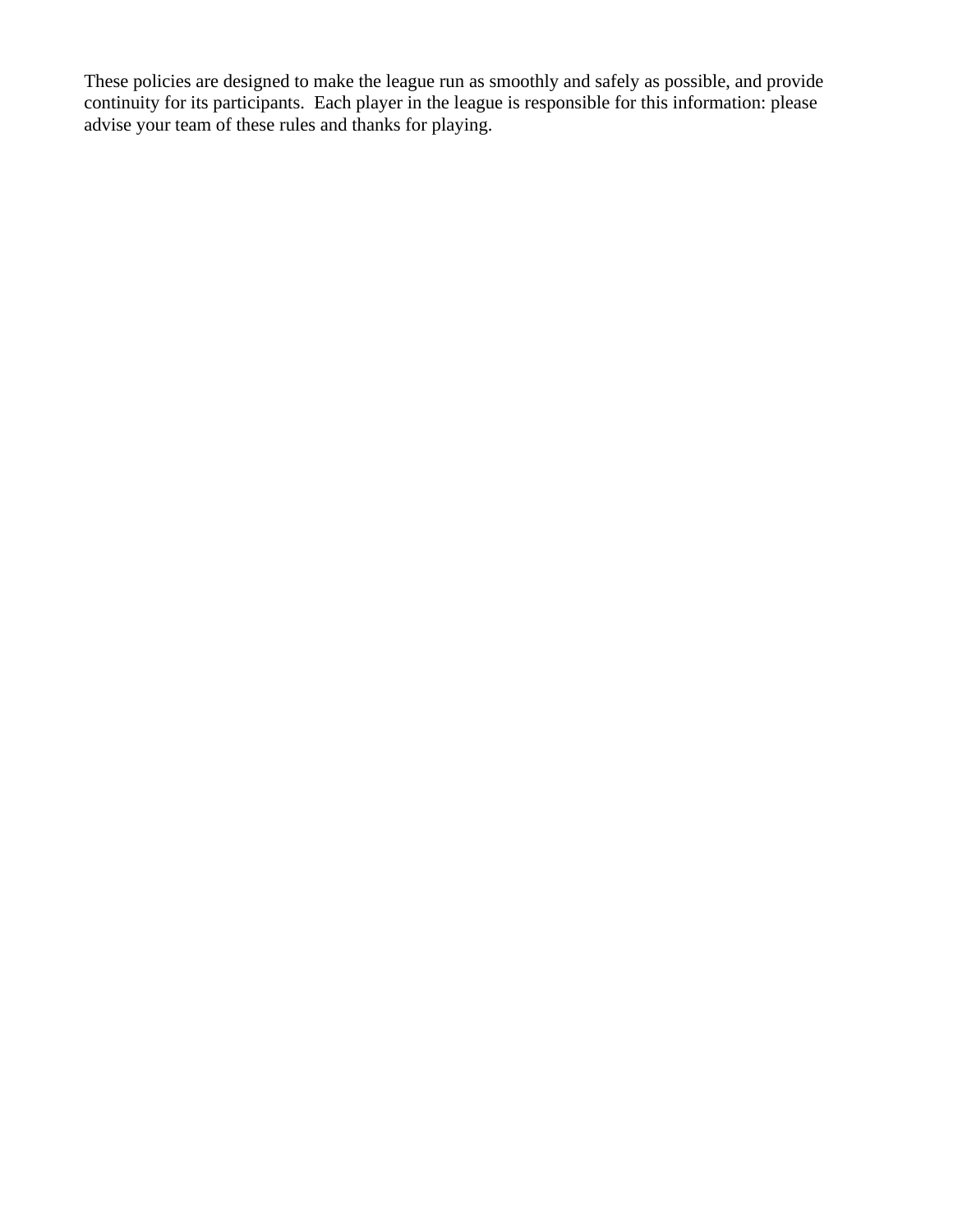These policies are designed to make the league run as smoothly and safely as possible, and provide continuity for its participants.  Each player in the league is responsible for this information: please advise your team of these rules and thanks for playing.